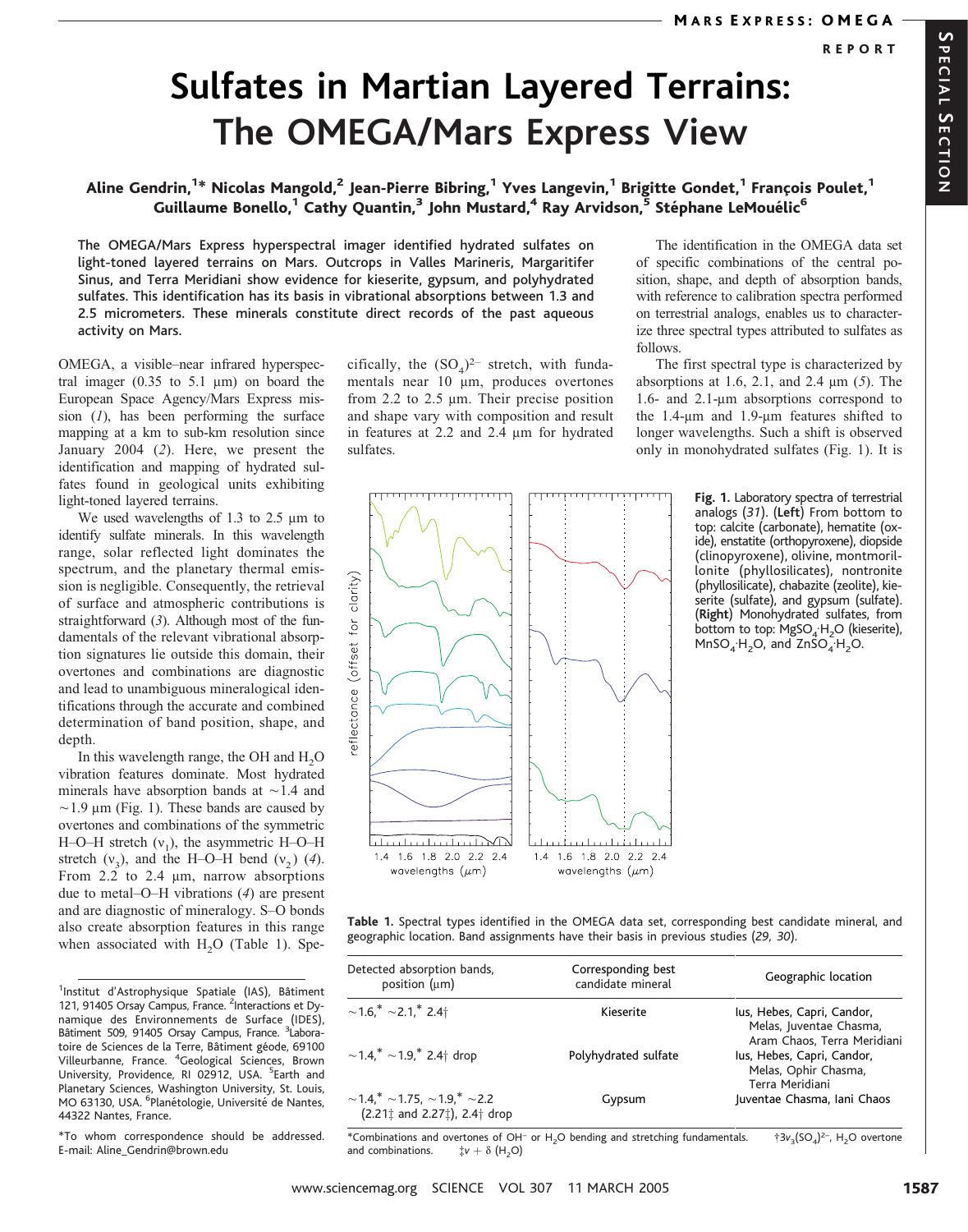# Sulfates in Martian Layered Terrains: The OMEGA/Mars Express View

**Aline Gendrin,[1]* Nicolas Mangold,[2] Jean-Pierre Bibring,[1] Yves Langevin,[1] Brigitte Gondet,[1] François Poulet,[1] Guillaume Bonello,[1] Cathy Quantin,[3] John Mustard,[4] Ray Arvidson,[5] Stéphane LeMouélic[6]**

**The OMEGA/Mars Express hyperspectral imager identified hydrated sulfates on light-toned layered terrains on Mars. Outcrops in Valles Marineris, Margaritifer Sinus, and Terra Meridiani show evidence for kieserite, gypsum, and polyhydrated sulfates. This identification has its basis in vibrational absorptions between 1.3 and 2.5 micrometers. These minerals constitute direct records of the past aqueous activity on Mars.**

OMEGA, a visible–near infrared hyperspectral imager (0.35 to 5.1 μm) on board the European Space Agency/Mars Express mission (*1*), has been performing the surface mapping at a km to sub-km resolution since January 2004 (*2*). Here, we present the identification and mapping of hydrated sulfates found in geological units exhibiting light-toned layered terrains.

We used wavelengths of 1.3 to 2.5 μm to identify sulfate minerals. In this wavelength range, solar reflected light dominates the spectrum, and the planetary thermal emission is negligible. Consequently, the retrieval of surface and atmospheric contributions is straightforward (*3*). Although most of the fundamentals of the relevant vibrational absorption signatures lie outside this domain, their overtones and combinations are diagnostic and lead to unambiguous mineralogical identifications through the accurate and combined determination of band position, shape, and depth.

In this wavelength range, the OH and $H_2O$ vibration features dominate. Most hydrated minerals have absorption bands at ~1.4 and ~1.9 μm (Fig. 1). These bands are caused by overtones and combinations of the symmetric H–O–H stretch ($\nu_1$), the asymmetric H–O–H stretch ($\nu_3$), and the H–O–H bend ($\nu_2$) (*4*). From 2.2 to 2.4 μm, narrow absorptions due to metal–O–H vibrations (*4*) are present and are diagnostic of mineralogy. S–O bonds also create absorption features in this range when associated with $H_2O$ (Table 1). Specifically, the $(SO_4)^{2-}$ stretch, with fundamentals near 10 μm, produces overtones from 2.2 to 2.5 μm. Their precise position and shape vary with composition and result in features at 2.2 and 2.4 μm for hydrated sulfates.

The identification in the OMEGA data set of specific combinations of the central position, shape, and depth of absorption bands, with reference to calibration spectra performed on terrestrial analogs, enables us to characterize three spectral types attributed to sulfates as follows.

The first spectral type is characterized by absorptions at 1.6, 2.1, and 2.4 μm (*5*). The 1.6- and 2.1-μm absorptions correspond to the 1.4-μm and 1.9-μm features shifted to longer wavelengths. Such a shift is observed only in monohydrated sulfates (Fig. 1). It is

**Fig. 1.** Laboratory spectra of terrestrial analogs (*31*). (**Left**) From bottom to top: calcite (carbonate), hematite (oxide), enstatite (orthopyroxene), diopside (clinopyroxene), olivine, montmorillonite (phyllosilicates), nontronite (phyllosilicate), chabazite (zeolite), kieserite (sulfate), and gypsum (sulfate). (**Right**) Monohydrated sulfates, from bottom to top: $MgSO_4{\cdot}H_2O$ (kieserite), $MnSO_4{\cdot}H_2O$, and $ZnSO_4{\cdot}H_2O$.

**Table 1.** Spectral types identified in the OMEGA data set, corresponding best candidate mineral, and geographic location. Band assignments have their basis in previous studies (*29, 30*).

| Detected absorption bands, position (μm) | Corresponding best candidate mineral | Geographic location |
|---|---|---|
| ~1.6,* ~2.1,* 2.4† | Kieserite | Ius, Hebes, Capri, Candor, Melas, Juventae Chasma, Aram Chaos, Terra Meridiani |
| ~1.4,* ~1.9,* 2.4† drop | Polyhydrated sulfate | Ius, Hebes, Capri, Candor, Melas, Ophir Chasma, Terra Meridiani |
| ~1.4,* ~1.75, ~1.9,* ~2.2 (2.21‡ and 2.27‡), 2.4† drop | Gypsum | Juventae Chasma, Iani Chaos |

*Combinations and overtones of $OH^-$ or $H_2O$ bending and stretching fundamentals. †$3\nu_3(SO_4)^{2-}$, $H_2O$ overtone and combinations. ‡$\nu + \delta$ ($H_2O$)

[1]Institut d'Astrophysique Spatiale (IAS), Bâtiment 121, 91405 Orsay Campus, France. [2]Interactions et Dynamique des Environnements de Surface (IDES), Bâtiment 509, 91405 Orsay Campus, France. [3]Laboratoire de Sciences de la Terre, Bâtiment géode, 69100 Villeurbanne, France. [4]Geological Sciences, Brown University, Providence, RI 02912, USA. [5]Earth and Planetary Sciences, Washington University, St. Louis, MO 63130, USA. [6]Planétologie, Université de Nantes, 44322 Nantes, France.

*To whom correspondence should be addressed. E-mail: Aline_Gendrin@brown.edu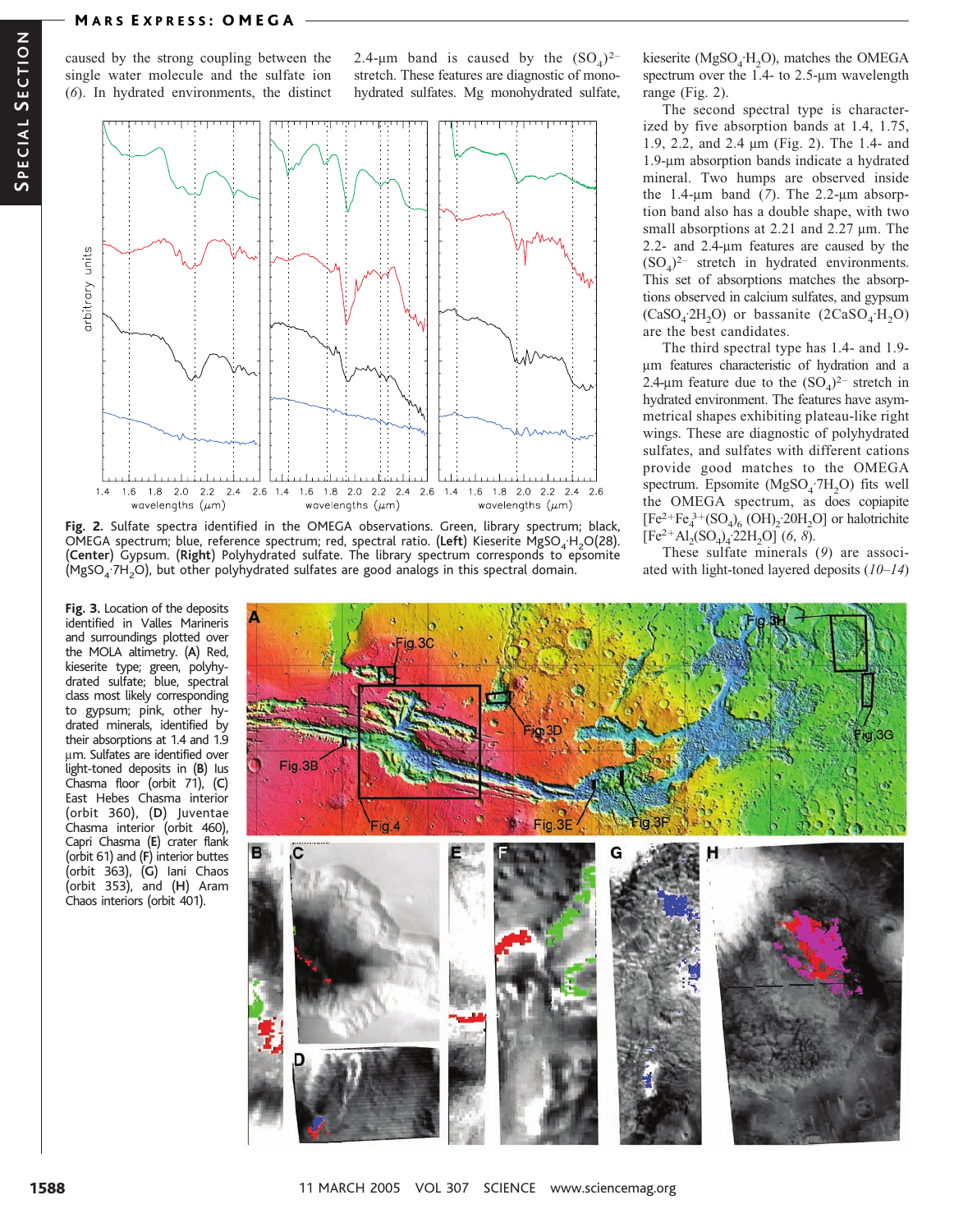caused by the strong coupling between the single water molecule and the sulfate ion (*6*). In hydrated environments, the distinct 2.4-μm band is caused by the $(SO_4)^{2-}$ stretch. These features are diagnostic of monohydrated sulfates. Mg monohydrated sulfate, kieserite ($MgSO_4{\cdot}H_2O$), matches the OMEGA spectrum over the 1.4- to 2.5-μm wavelength range (Fig. 2).

**Fig. 2.** Sulfate spectra identified in the OMEGA observations. Green, library spectrum; black, OMEGA spectrum; blue, reference spectrum; red, spectral ratio. (**Left**) Kieserite $MgSO_4{\cdot}H_2O$(28). (**Center**) Gypsum. (**Right**) Polyhydrated sulfate. The library spectrum corresponds to epsomite ($MgSO_4{\cdot}7H_2O$), but other polyhydrated sulfates are good analogs in this spectral domain.

The second spectral type is characterized by five absorption bands at 1.4, 1.75, 1.9, 2.2, and 2.4 μm (Fig. 2). The 1.4- and 1.9-μm absorption bands indicate a hydrated mineral. Two humps are observed inside the 1.4-μm band (*7*). The 2.2-μm absorption band also has a double shape, with two small absorptions at 2.21 and 2.27 μm. The 2.2- and 2.4-μm features are caused by the $(SO_4)^{2-}$ stretch in hydrated environments. This set of absorptions matches the absorptions observed in calcium sulfates, and gypsum ($CaSO_4{\cdot}2H_2O$) or bassanite ($2CaSO_4{\cdot}H_2O$) are the best candidates.

The third spectral type has 1.4- and 1.9-μm features characteristic of hydration and a 2.4-μm feature due to the $(SO_4)^{2-}$ stretch in hydrated environment. The features have asymmetrical shapes exhibiting plateau-like right wings. These are diagnostic of polyhydrated sulfates, and sulfates with different cations provide good matches to the OMEGA spectrum. Epsomite ($MgSO_4{\cdot}7H_2O$) fits well the OMEGA spectrum, as does copiapite [$Fe^{2+}Fe_4^{3+}(SO_4)_6(OH)_2{\cdot}20H_2O$] or halotrichite [$Fe^{2+}Al_2(SO_4)_4{\cdot}22H_2O$] (*6*, *8*).

These sulfate minerals (*9*) are associated with light-toned layered deposits (*10*–*14*)

**Fig. 3.** Location of the deposits identified in Valles Marineris and surroundings plotted over the MOLA altimetry. (**A**) Red, kieserite type; green, polyhydrated sulfate; blue, spectral class most likely corresponding to gypsum; pink, other hydrated minerals, identified by their absorptions at 1.4 and 1.9 μm. Sulfates are identified over light-toned deposits in (**B**) Ius Chasma floor (orbit 71), (**C**) East Hebes Chasma interior (orbit 360), (**D**) Juventae Chasma interior (orbit 460), Capri Chasma (**E**) crater flank (orbit 61) and (**F**) interior buttes (orbit 363), (**G**) Iani Chaos (orbit 353), and (**H**) Aram Chaos interiors (orbit 401).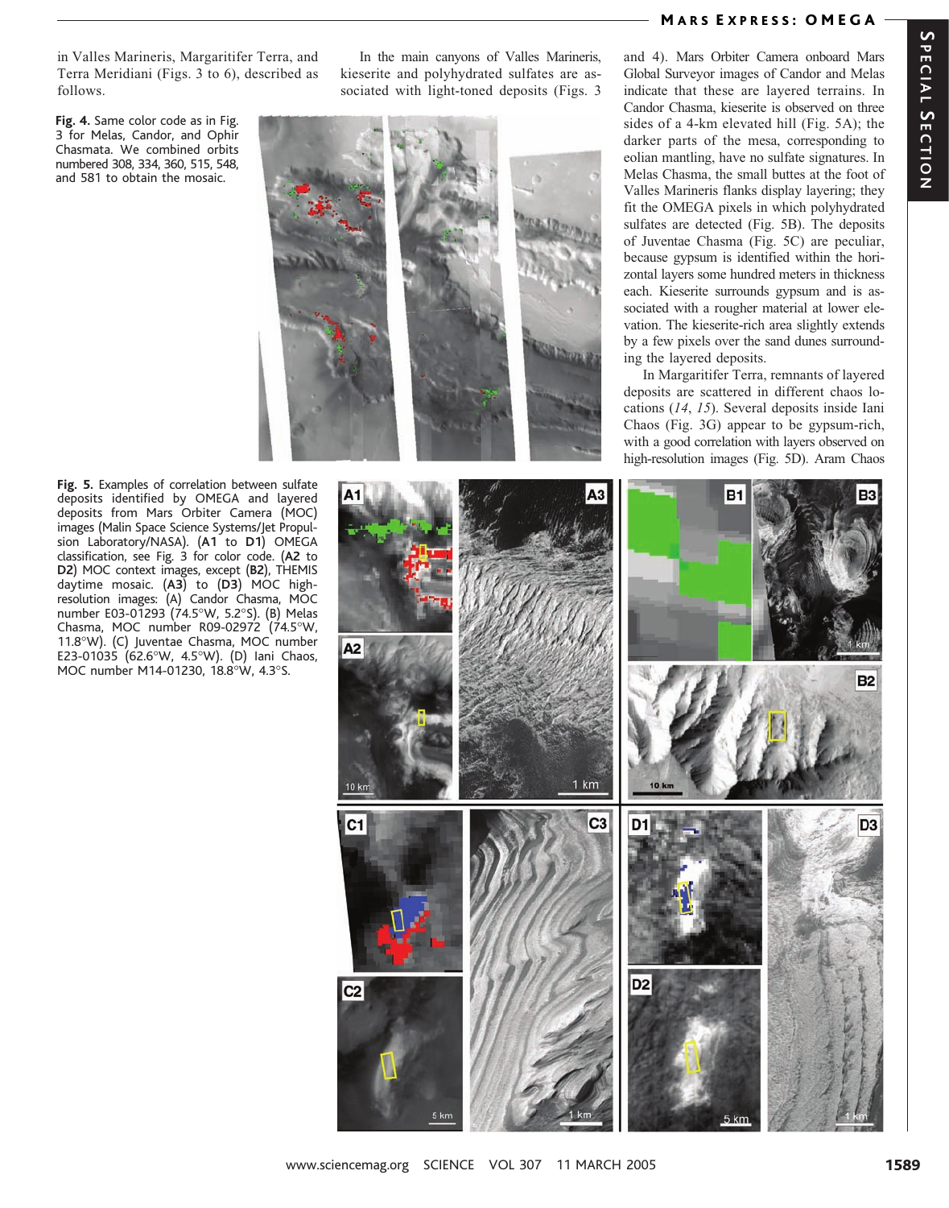in Valles Marineris, Margaritifer Terra, and Terra Meridiani (Figs. 3 to 6), described as follows.

In the main canyons of Valles Marineris, kieserite and polyhydrated sulfates are associated with light-toned deposits (Figs. 3 and 4). Mars Orbiter Camera onboard Mars Global Surveyor images of Candor and Melas indicate that these are layered terrains. In Candor Chasma, kieserite is observed on three sides of a 4-km elevated hill (Fig. 5A); the darker parts of the mesa, corresponding to eolian mantling, have no sulfate signatures. In Melas Chasma, the small buttes at the foot of Valles Marineris flanks display layering; they fit the OMEGA pixels in which polyhydrated sulfates are detected (Fig. 5B). The deposits of Juventae Chasma (Fig. 5C) are peculiar, because gypsum is identified within the horizontal layers some hundred meters in thickness each. Kieserite surrounds gypsum and is associated with a rougher material at lower elevation. The kieserite-rich area slightly extends by a few pixels over the sand dunes surrounding the layered deposits.

In Margaritifer Terra, remnants of layered deposits are scattered in different chaos locations (*14*, *15*). Several deposits inside Iani Chaos (Fig. 3G) appear to be gypsum-rich, with a good correlation with layers observed on high-resolution images (Fig. 5D). Aram Chaos

**Fig. 4.** Same color code as in Fig. 3 for Melas, Candor, and Ophir Chasmata. We combined orbits numbered 308, 334, 360, 515, 548, and 581 to obtain the mosaic.

**Fig. 5.** Examples of correlation between sulfate deposits identified by OMEGA and layered deposits from Mars Orbiter Camera (MOC) images (Malin Space Science Systems/Jet Propulsion Laboratory/NASA). (**A1** to **D1**) OMEGA classification, see Fig. 3 for color code. (**A2** to **D2**) MOC context images, except (**B2**), THEMIS daytime mosaic. (**A3**) to (**D3**) MOC high-resolution images: (A) Candor Chasma, MOC number E03-01293 (74.5°W, 5.2°S). (B) Melas Chasma, MOC number R09-02972 (74.5°W, 11.8°W). (C) Juventae Chasma, MOC number E23-01035 (62.6°W, 4.5°W). (D) Iani Chaos, MOC number M14-01230, 18.8°W, 4.3°S.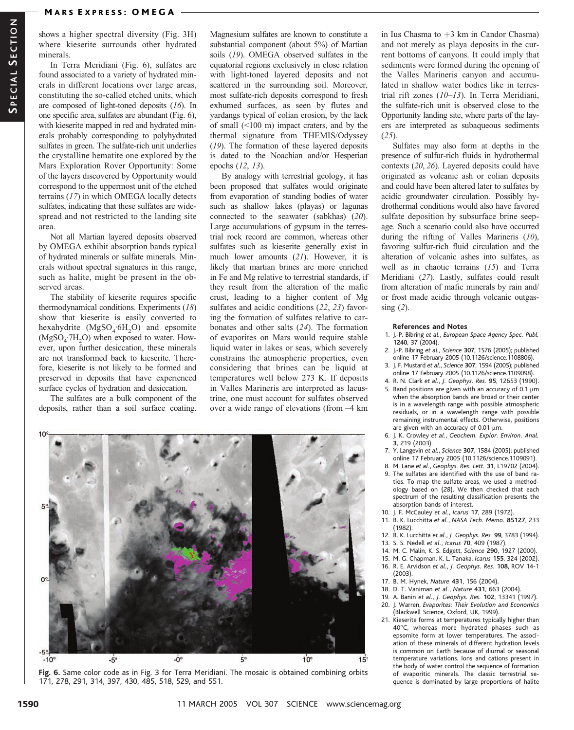shows a higher spectral diversity (Fig. 3H) where kieserite surrounds other hydrated minerals.

In Terra Meridiani (Fig. 6), sulfates are found associated to a variety of hydrated minerals in different locations over large areas, constituting the so-called etched units, which are composed of light-toned deposits (*16*). In one specific area, sulfates are abundant (Fig. 6), with kieserite mapped in red and hydrated minerals probably corresponding to polyhydrated sulfates in green. The sulfate-rich unit underlies the crystalline hematite one explored by the Mars Exploration Rover Opportunity: Some of the layers discovered by Opportunity would correspond to the uppermost unit of the etched terrains (*17*) in which OMEGA locally detects sulfates, indicating that these sulfates are widespread and not restricted to the landing site area.

Not all Martian layered deposits observed by OMEGA exhibit absorption bands typical of hydrated minerals or sulfate minerals. Minerals without spectral signatures in this range, such as halite, might be present in the observed areas.

The stability of kieserite requires specific thermodynamical conditions. Experiments (*18*) show that kieserite is easily converted to hexahydrite ($MgSO_4 \cdot 6H_2O$) and epsomite ($MgSO_4 \cdot 7H_2O$) when exposed to water. However, upon further desiccation, these minerals are not transformed back to kieserite. Therefore, kieserite is not likely to be formed and preserved in deposits that have experienced surface cycles of hydration and desiccation.

The sulfates are a bulk component of the deposits, rather than a soil surface coating. Magnesium sulfates are known to constitute a substantial component (about 5%) of Martian soils (*19*). OMEGA observed sulfates in the equatorial regions exclusively in close relation with light-toned layered deposits and not scattered in the surrounding soil. Moreover, most sulfate-rich deposits correspond to fresh exhumed surfaces, as seen by flutes and yardangs typical of eolian erosion, by the lack of small (<100 m) impact craters, and by the thermal signature from THEMIS/Odyssey (*19*). The formation of these layered deposits is dated to the Noachian and/or Hesperian epochs (*12*, *13*).

By analogy with terrestrial geology, it has been proposed that sulfates would originate from evaporation of standing bodies of water such as shallow lakes (playas) or lagunas connected to the seawater (sabkhas) (*20*). Large accumulations of gypsum in the terrestrial rock record are common, whereas other sulfates such as kieserite generally exist in much lower amounts (*21*). However, it is likely that martian brines are more enriched in Fe and Mg relative to terrestrial standards, if they result from the alteration of the mafic crust, leading to a higher content of Mg sulfates and acidic conditions (*22*, *23*) favoring the formation of sulfates relative to carbonates and other salts (*24*). The formation of evaporites on Mars would require stable liquid water in lakes or seas, which severely constrains the atmospheric properties, even considering that brines can be liquid at temperatures well below 273 K. If deposits in Valles Marineris are interpreted as lacustrine, one must account for sulfates observed over a wide range of elevations (from –4 km in Ius Chasma to +3 km in Candor Chasma) and not merely as playa deposits in the current bottoms of canyons. It could imply that sediments were formed during the opening of the Valles Marineris canyon and accumulated in shallow water bodies like in terrestrial rift zones (*10*–*13*). In Terra Meridiani, the sulfate-rich unit is observed close to the Opportunity landing site, where parts of the layers are interpreted as subaqueous sediments (*25*).

Sulfates may also form at depths in the presence of sulfur-rich fluids in hydrothermal contexts (*20*, *26*). Layered deposits could have originated as volcanic ash or eolian deposits and could have been altered later to sulfates by acidic groundwater circulation. Possibly hydrothermal conditions would also have favored sulfate deposition by subsurface brine seepage. Such a scenario could also have occurred during the rifting of Valles Marineris (*10*), favoring sulfur-rich fluid circulation and the alteration of volcanic ashes into sulfates, as well as in chaotic terrains (*15*) and Terra Meridiani (*27*). Lastly, sulfates could result from alteration of mafic minerals by rain and/or frost made acidic through volcanic outgassing (*2*).

**Fig. 6.** Same color code as in Fig. 3 for Terra Meridiani. The mosaic is obtained combining orbits 171, 278, 291, 314, 397, 430, 485, 518, 529, and 551.

### References and Notes

1. J.-P. Bibring *et al.*, *European Space Agency Spec. Publ.* **1240**, 37 (2004).
2. J.-P. Bibring *et al.*, *Science* **307**, 1576 (2005); published online 17 February 2005 (10.1126/science.1108806).
3. J. F. Mustard *et al.*, *Science* **307**, 1594 (2005); published online 17 February 2005 (10.1126/science.1109098).
4. R. N. Clark *et al.*, *J. Geophys. Res.* **95**, 12653 (1990).
5. Band positions are given with an accuracy of 0.1 μm when the absorption bands are broad or their center is in a wavelength range with possible atmospheric residuals, or in a wavelength range with possible remaining instrumental effects. Otherwise, positions are given with an accuracy of 0.01 μm.
6. J. K. Crowley *et al.*, *Geochem. Explor. Environ. Anal.* **3**, 219 (2003).
7. Y. Langevin *et al.*, *Science* **307**, 1584 (2005); published online 17 February 2005 (10.1126/science.1109091).
8. M. Lane *et al.*, *Geophys. Res. Lett.* **31**, L19702 (2004).
9. The sulfates are identified with the use of band ratios. To map the sulfate areas, we used a methodology based on (*28*). We then checked that each spectrum of the resulting classification presents the absorption bands of interest.
10. J. F. McCauley *et al.*, *Icarus* **17**, 289 (1972).
11. B. K. Lucchitta *et al.*, *NASA Tech. Memo.* **85127**, 233 (1982).
12. B. K. Lucchitta *et al.*, *J. Geophys. Res.* **99**, 3783 (1994).
13. S. S. Nedell *et al.*, *Icarus* **70**, 409 (1987).
14. M. C. Malin, K. S. Edgett, *Science* **290**, 1927 (2000).
15. M. G. Chapman, K. L. Tanaka, *Icarus* **155**, 324 (2002).
16. R. E. Arvidson *et al.*, *J. Geophys. Res.* **108**, ROV 14-1 (2003).
17. B. M. Hynek, *Nature* **431**, 156 (2004).
18. D. T. Vaniman *et al.*, *Nature* **431**, 663 (2004).
19. A. Banin *et al.*, *J. Geophys. Res.* **102**, 13341 (1997).
20. J. Warren, *Evaporites: Their Evolution and Economics* (Blackwell Science, Oxford, UK, 1999).
21. Kieserite forms at temperatures typically higher than 40°C, whereas more hydrated phases such as epsomite form at lower temperatures. The association of these minerals of different hydration levels is common on Earth because of diurnal or seasonal temperature variations. Ions and cations present in the body of water control the sequence of formation of evaporitic minerals. The classic terrestrial sequence is dominated by large proportions of halite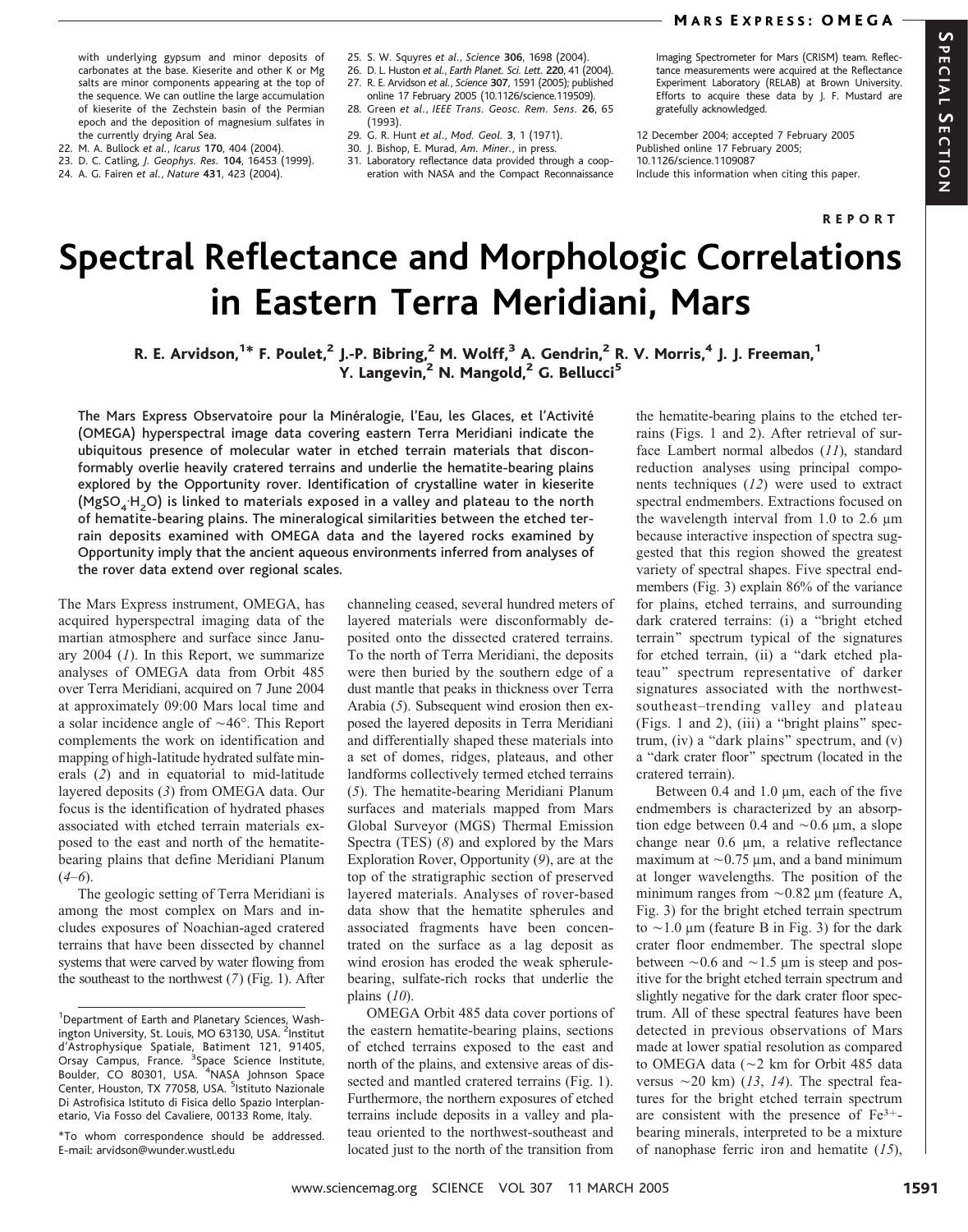with underlying gypsum and minor deposits of carbonates at the base. Kieserite and other K or Mg salts are minor components appearing at the top of the sequence. We can outline the large accumulation of kieserite of the Zechstein basin of the Permian epoch and the deposition of magnesium sulfates in the currently drying Aral Sea.

22. M. A. Bullock *et al.*, *Icarus* **170**, 404 (2004).
23. D. C. Catling, *J. Geophys. Res.* **104**, 16453 (1999).
24. A. G. Fairen *et al.*, *Nature* **431**, 423 (2004).
25. S. W. Squyres *et al.*, *Science* **306**, 1698 (2004).
26. D. L. Huston *et al.*, *Earth Planet. Sci. Lett.* **220**, 41 (2004).
27. R. E. Arvidson *et al.*, *Science* **307**, 1591 (2005); published online 17 February 2005 (10.1126/science.119509).
28. Green *et al.*, *IEEE Trans. Geosc. Rem. Sens.* **26**, 65 (1993).
29. G. R. Hunt *et al.*, *Mod. Geol.* **3**, 1 (1971).
30. J. Bishop, E. Murad, *Am. Miner.*, in press.
31. Laboratory reflectance data provided through a cooperation with NASA and the Compact Reconnaissance Imaging Spectrometer for Mars (CRISM) team. Reflectance measurements were acquired at the Reflectance Experiment Laboratory (RELAB) at Brown University. Efforts to acquire these data by J. F. Mustard are gratefully acknowledged.

12 December 2004; accepted 7 February 2005
Published online 17 February 2005;
10.1126/science.1109087
Include this information when citing this paper.

REPORT

# Spectral Reflectance and Morphologic Correlations in Eastern Terra Meridiani, Mars

R. E. Arvidson,[1]* F. Poulet,[2] J.-P. Bibring,[2] M. Wolff,[3] A. Gendrin,[2] R. V. Morris,[4] J. J. Freeman,[1] Y. Langevin,[2] N. Mangold,[2] G. Bellucci[5]

**The Mars Express Observatoire pour la Minéralogie, l'Eau, les Glaces, et l'Activité (OMEGA) hyperspectral image data covering eastern Terra Meridiani indicate the ubiquitous presence of molecular water in etched terrain materials that disconformably overlie heavily cratered terrains and underlie the hematite-bearing plains explored by the Opportunity rover. Identification of crystalline water in kieserite ($MgSO_4 \cdot H_2O$) is linked to materials exposed in a valley and plateau to the north of hematite-bearing plains. The mineralogical similarities between the etched terrain deposits examined with OMEGA data and the layered rocks examined by Opportunity imply that the ancient aqueous environments inferred from analyses of the rover data extend over regional scales.**

The Mars Express instrument, OMEGA, has acquired hyperspectral imaging data of the martian atmosphere and surface since January 2004 (*1*). In this Report, we summarize analyses of OMEGA data from Orbit 485 over Terra Meridiani, acquired on 7 June 2004 at approximately 09:00 Mars local time and a solar incidence angle of ~46°. This Report complements the work on identification and mapping of high-latitude hydrated sulfate minerals (*2*) and in equatorial to mid-latitude layered deposits (*3*) from OMEGA data. Our focus is the identification of hydrated phases associated with etched terrain materials exposed to the east and north of the hematite-bearing plains that define Meridiani Planum (*4*–*6*).

The geologic setting of Terra Meridiani is among the most complex on Mars and includes exposures of Noachian-aged cratered terrains that have been dissected by channel systems that were carved by water flowing from the southeast to the northwest (*7*) (Fig. 1). After channeling ceased, several hundred meters of layered materials were disconformably deposited onto the dissected cratered terrains. To the north of Terra Meridiani, the deposits were then buried by the southern edge of a dust mantle that peaks in thickness over Terra Arabia (*5*). Subsequent wind erosion then exposed the layered deposits in Terra Meridiani and differentially shaped these materials into a set of domes, ridges, plateaus, and other landforms collectively termed etched terrains (*5*). The hematite-bearing Meridiani Planum surfaces and materials mapped from Mars Global Surveyor (MGS) Thermal Emission Spectra (TES) (*8*) and explored by the Mars Exploration Rover, Opportunity (*9*), are at the top of the stratigraphic section of preserved layered materials. Analyses of rover-based data show that the hematite spherules and associated fragments have been concentrated on the surface as a lag deposit as wind erosion has eroded the weak spherule-bearing, sulfate-rich rocks that underlie the plains (*10*).

OMEGA Orbit 485 data cover portions of the eastern hematite-bearing plains, sections of etched terrains exposed to the east and north of the plains, and extensive areas of dissected and mantled cratered terrains (Fig. 1). Furthermore, the northern exposures of etched terrains include deposits in a valley and plateau oriented to the northwest-southeast and located just to the north of the transition from the hematite-bearing plains to the etched terrains (Figs. 1 and 2). After retrieval of surface Lambert normal albedos (*11*), standard reduction analyses using principal components techniques (*12*) were used to extract spectral endmembers. Extractions focused on the wavelength interval from 1.0 to 2.6 μm because interactive inspection of spectra suggested that this region showed the greatest variety of spectral shapes. Five spectral endmembers (Fig. 3) explain 86% of the variance for plains, etched terrains, and surrounding dark cratered terrains: (i) a "bright etched terrain" spectrum typical of the signatures for etched terrain, (ii) a "dark etched plateau" spectrum representative of darker signatures associated with the northwest-southeast–trending valley and plateau (Figs. 1 and 2), (iii) a "bright plains" spectrum, (iv) a "dark plains" spectrum, and (v) a "dark crater floor" spectrum (located in the cratered terrain).

Between 0.4 and 1.0 μm, each of the five endmembers is characterized by an absorption edge between 0.4 and ~0.6 μm, a slope change near 0.6 μm, a relative reflectance maximum at ~0.75 μm, and a band minimum at longer wavelengths. The position of the minimum ranges from ~0.82 μm (feature A, Fig. 3) for the bright etched terrain spectrum to ~1.0 μm (feature B in Fig. 3) for the dark crater floor endmember. The spectral slope between ~0.6 and ~1.5 μm is steep and positive for the bright etched terrain spectrum and slightly negative for the dark crater floor spectrum. All of these spectral features have been detected in previous observations of Mars made at lower spatial resolution as compared to OMEGA data (~2 km for Orbit 485 data versus ~20 km) (*13*, *14*). The spectral features for the bright etched terrain spectrum are consistent with the presence of $Fe^{3+}$-bearing minerals, interpreted to be a mixture of nanophase ferric iron and hematite (*15*),

[1]Department of Earth and Planetary Sciences, Washington University, St. Louis, MO 63130, USA. [2]Institut d'Astrophysique Spatiale, Batiment 121, 91405, Orsay Campus, France. [3]Space Science Institute, Boulder, CO 80301, USA. [4]NASA Johnson Space Center, Houston, TX 77058, USA. [5]Istituto Nazionale Di Astrofisica Istituto di Fisica dello Spazio Interplanetario, Via Fosso del Cavaliere, 00133 Rome, Italy.

*To whom correspondence should be addressed. E-mail: arvidson@wunder.wustl.edu